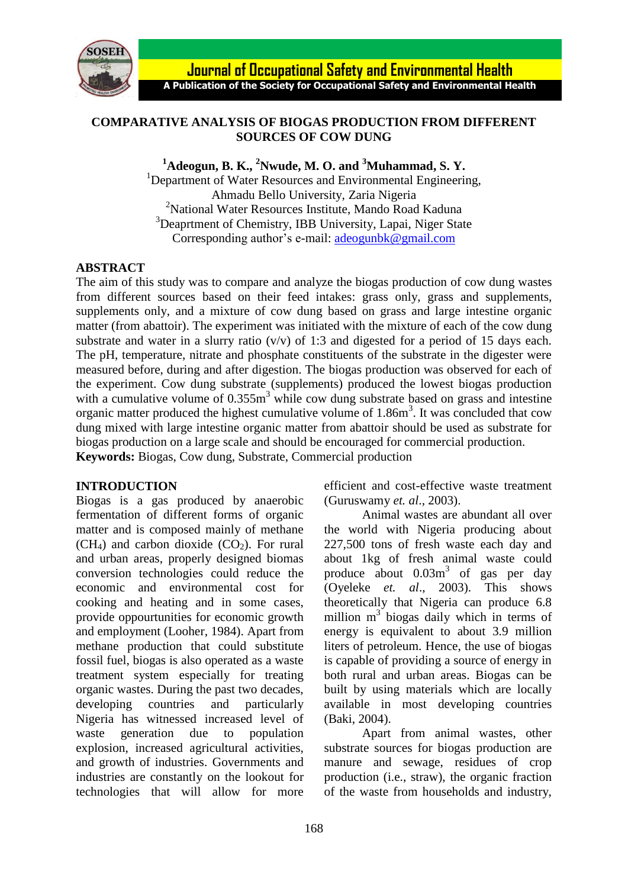# COMPARATIVE ANALYSIS OF BIOGAS PRODUCTION FROM DIFFERENT SOURCES OF COW DUNG

**[1]Adeogun, B. K., [2]Nwude, M. O. and [3]Muhammad, S. Y.**

[1]Department of Water Resources and Environmental Engineering, Ahmadu Bello University, Zaria Nigeria
[2]National Water Resources Institute, Mando Road Kaduna
[3]Deaprtment of Chemistry, IBB University, Lapai, Niger State
Corresponding author's e-mail: adeogunbk@gmail.com

## ABSTRACT

The aim of this study was to compare and analyze the biogas production of cow dung wastes from different sources based on their feed intakes: grass only, grass and supplements, supplements only, and a mixture of cow dung based on grass and large intestine organic matter (from abattoir). The experiment was initiated with the mixture of each of the cow dung substrate and water in a slurry ratio (v/v) of 1:3 and digested for a period of 15 days each. The pH, temperature, nitrate and phosphate constituents of the substrate in the digester were measured before, during and after digestion. The biogas production was observed for each of the experiment. Cow dung substrate (supplements) produced the lowest biogas production with a cumulative volume of $0.355m^3$ while cow dung substrate based on grass and intestine organic matter produced the highest cumulative volume of $1.86m^3$. It was concluded that cow dung mixed with large intestine organic matter from abattoir should be used as substrate for biogas production on a large scale and should be encouraged for commercial production.

**Keywords:** Biogas, Cow dung, Substrate, Commercial production

## INTRODUCTION

Biogas is a gas produced by anaerobic fermentation of different forms of organic matter and is composed mainly of methane ($CH_4$) and carbon dioxide ($CO_2$). For rural and urban areas, properly designed biomas conversion technologies could reduce the economic and environmental cost for cooking and heating and in some cases, provide oppourtunities for economic growth and employment (Looher, 1984). Apart from methane production that could substitute fossil fuel, biogas is also operated as a waste treatment system especially for treating organic wastes. During the past two decades, developing countries and particularly Nigeria has witnessed increased level of waste generation due to population explosion, increased agricultural activities, and growth of industries. Governments and industries are constantly on the lookout for technologies that will allow for more efficient and cost-effective waste treatment (Guruswamy *et. al*., 2003).

Animal wastes are abundant all over the world with Nigeria producing about 227,500 tons of fresh waste each day and about 1kg of fresh animal waste could produce about $0.03m^3$ of gas per day (Oyeleke *et. al*., 2003). This shows theoretically that Nigeria can produce 6.8 million $m^3$ biogas daily which in terms of energy is equivalent to about 3.9 million liters of petroleum. Hence, the use of biogas is capable of providing a source of energy in both rural and urban areas. Biogas can be built by using materials which are locally available in most developing countries (Baki, 2004).

Apart from animal wastes, other substrate sources for biogas production are manure and sewage, residues of crop production (i.e., straw), the organic fraction of the waste from households and industry,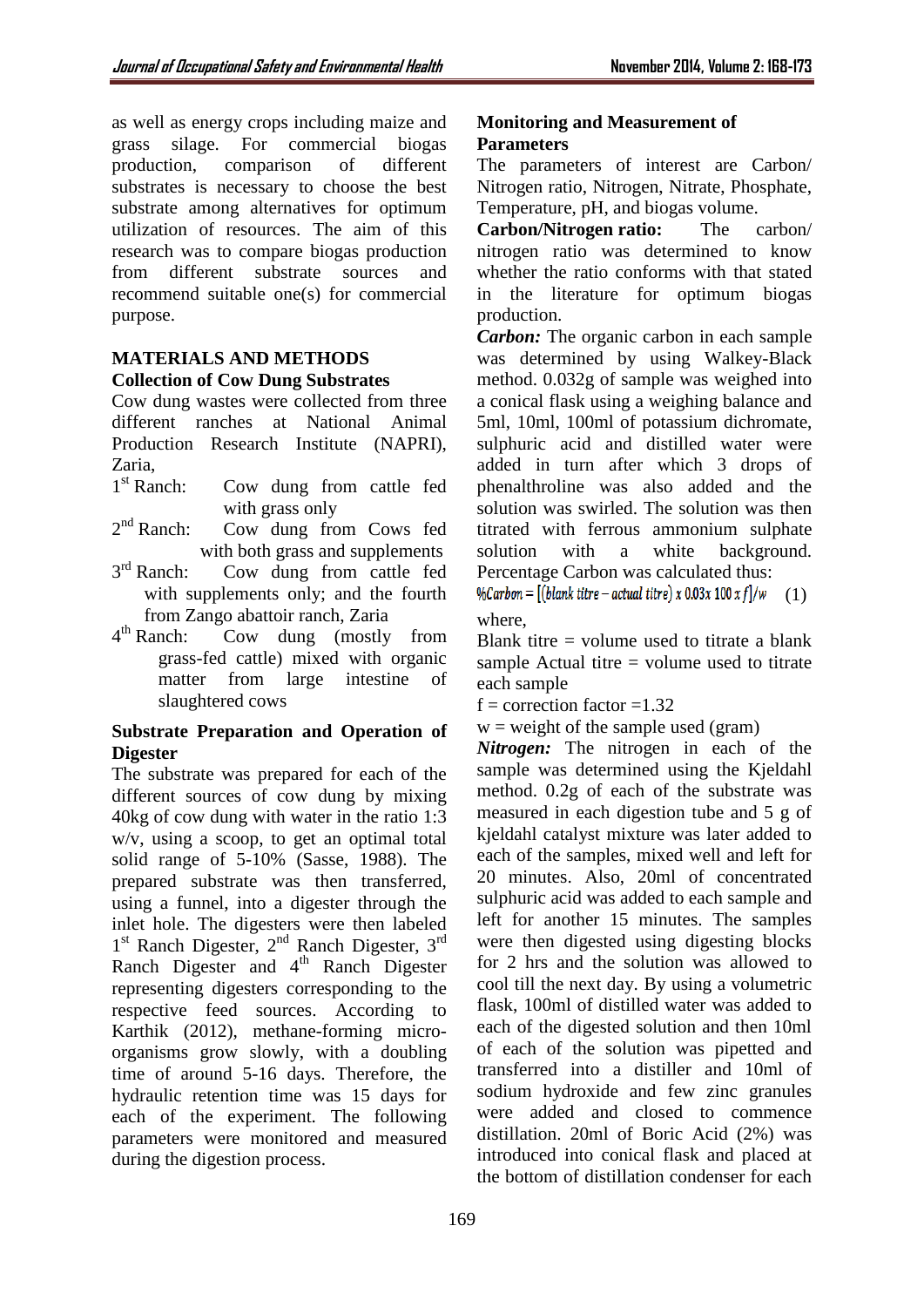as well as energy crops including maize and grass silage. For commercial biogas production, comparison of different substrates is necessary to choose the best substrate among alternatives for optimum utilization of resources. The aim of this research was to compare biogas production from different substrate sources and recommend suitable one(s) for commercial purpose.

## MATERIALS AND METHODS

### Collection of Cow Dung Substrates

Cow dung wastes were collected from three different ranches at National Animal Production Research Institute (NAPRI), Zaria,

- 1st Ranch: Cow dung from cattle fed with grass only
- 2nd Ranch: Cow dung from Cows fed with both grass and supplements
- 3rd Ranch: Cow dung from cattle fed with supplements only; and the fourth from Zango abattoir ranch, Zaria
- 4th Ranch: Cow dung (mostly from grass-fed cattle) mixed with organic matter from large intestine of slaughtered cows

### Substrate Preparation and Operation of Digester

The substrate was prepared for each of the different sources of cow dung by mixing 40kg of cow dung with water in the ratio 1:3 w/v, using a scoop, to get an optimal total solid range of 5-10% (Sasse, 1988). The prepared substrate was then transferred, using a funnel, into a digester through the inlet hole. The digesters were then labeled 1st Ranch Digester, 2nd Ranch Digester, 3rd Ranch Digester and 4th Ranch Digester representing digesters corresponding to the respective feed sources. According to Karthik (2012), methane-forming micro-organisms grow slowly, with a doubling time of around 5-16 days. Therefore, the hydraulic retention time was 15 days for each of the experiment. The following parameters were monitored and measured during the digestion process.

### Monitoring and Measurement of Parameters

The parameters of interest are Carbon/ Nitrogen ratio, Nitrogen, Nitrate, Phosphate, Temperature, pH, and biogas volume.

**Carbon/Nitrogen ratio:** The carbon/ nitrogen ratio was determined to know whether the ratio conforms with that stated in the literature for optimum biogas production.

***Carbon:*** The organic carbon in each sample was determined by using Walkey-Black method. 0.032g of sample was weighed into a conical flask using a weighing balance and 5ml, 10ml, 100ml of potassium dichromate, sulphuric acid and distilled water were added in turn after which 3 drops of phenalthroline was also added and the solution was swirled. The solution was then titrated with ferrous ammonium sulphate solution with a white background. Percentage Carbon was calculated thus:

$$\%Carbon = [(blank\ titre - actual\ titre) \times 0.03 \times 100 \times f]/w \quad (1)$$

where,

Blank titre = volume used to titrate a blank sample Actual titre = volume used to titrate each sample

f = correction factor =1.32

w = weight of the sample used (gram)

***Nitrogen:*** The nitrogen in each of the sample was determined using the Kjeldahl method. 0.2g of each of the substrate was measured in each digestion tube and 5 g of kjeldahl catalyst mixture was later added to each of the samples, mixed well and left for 20 minutes. Also, 20ml of concentrated sulphuric acid was added to each sample and left for another 15 minutes. The samples were then digested using digesting blocks for 2 hrs and the solution was allowed to cool till the next day. By using a volumetric flask, 100ml of distilled water was added to each of the digested solution and then 10ml of each of the solution was pipetted and transferred into a distiller and 10ml of sodium hydroxide and few zinc granules were added and closed to commence distillation. 20ml of Boric Acid (2%) was introduced into conical flask and placed at the bottom of distillation condenser for each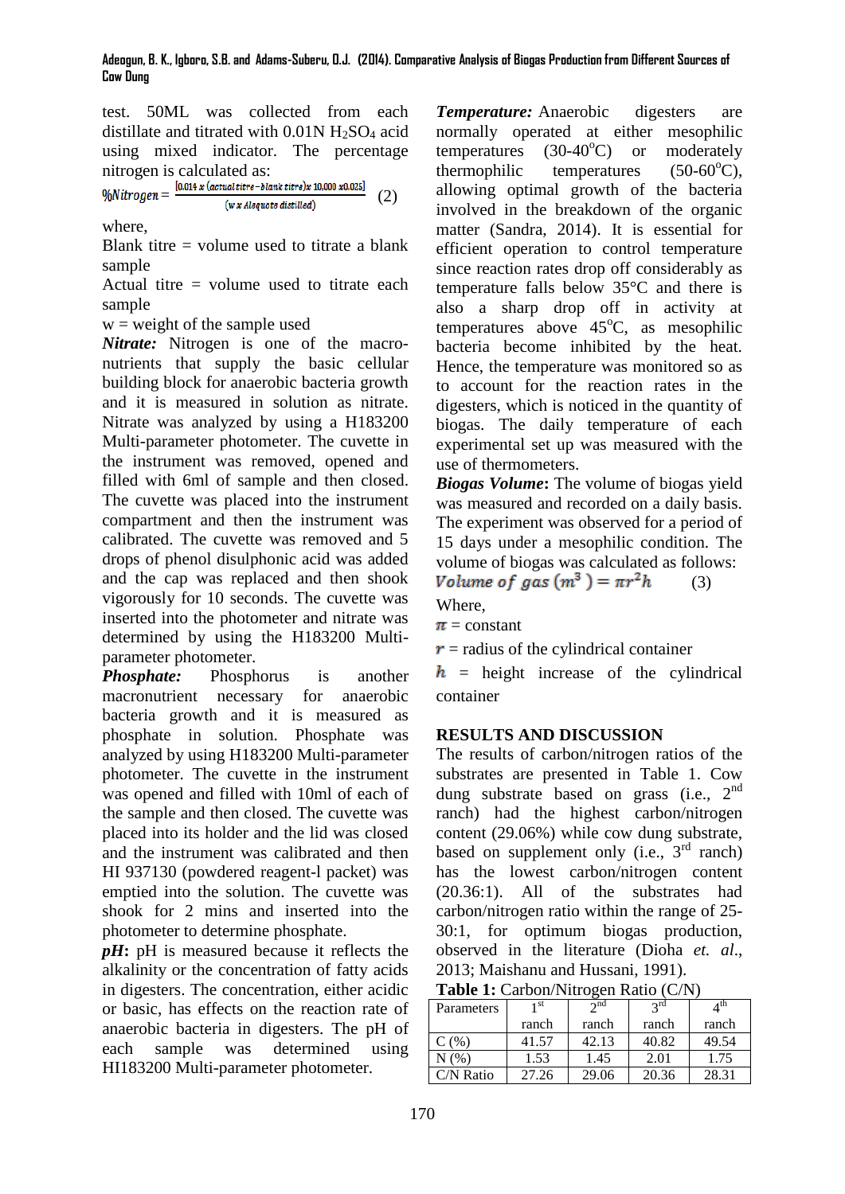test. 50ML was collected from each distillate and titrated with 0.01N $H_2SO_4$ acid using mixed indicator. The percentage nitrogen is calculated as:

$$\%Nitrogen = \frac{[0.014 \times (actual\ titre - blank\ titre) \times 10{,}000 \times 0.025]}{(w \times Alsquots\ distilled)} \quad (2)$$

where,

Blank titre = volume used to titrate a blank sample

Actual titre = volume used to titrate each sample

w = weight of the sample used

***Nitrate:*** Nitrogen is one of the macro-nutrients that supply the basic cellular building block for anaerobic bacteria growth and it is measured in solution as nitrate. Nitrate was analyzed by using a H183200 Multi-parameter photometer. The cuvette in the instrument was removed, opened and filled with 6ml of sample and then closed. The cuvette was placed into the instrument compartment and then the instrument was calibrated. The cuvette was removed and 5 drops of phenol disulphonic acid was added and the cap was replaced and then shook vigorously for 10 seconds. The cuvette was inserted into the photometer and nitrate was determined by using the H183200 Multi-parameter photometer.

***Phosphate:*** Phosphorus is another macronutrient necessary for anaerobic bacteria growth and it is measured as phosphate in solution. Phosphate was analyzed by using H183200 Multi-parameter photometer. The cuvette in the instrument was opened and filled with 10ml of each of the sample and then closed. The cuvette was placed into its holder and the lid was closed and the instrument was calibrated and then HI 937130 (powdered reagent-l packet) was emptied into the solution. The cuvette was shook for 2 mins and inserted into the photometer to determine phosphate.

***pH*:** pH is measured because it reflects the alkalinity or the concentration of fatty acids in digesters. The concentration, either acidic or basic, has effects on the reaction rate of anaerobic bacteria in digesters. The pH of each sample was determined using HI183200 Multi-parameter photometer.

***Temperature:*** Anaerobic digesters are normally operated at either mesophilic temperatures (30-40$^o$C) or moderately thermophilic temperatures (50-60$^o$C), allowing optimal growth of the bacteria involved in the breakdown of the organic matter (Sandra, 2014). It is essential for efficient operation to control temperature since reaction rates drop off considerably as temperature falls below 35°C and there is also a sharp drop off in activity at temperatures above 45$^o$C, as mesophilic bacteria become inhibited by the heat. Hence, the temperature was monitored so as to account for the reaction rates in the digesters, which is noticed in the quantity of biogas. The daily temperature of each experimental set up was measured with the use of thermometers.

***Biogas Volume*:** The volume of biogas yield was measured and recorded on a daily basis. The experiment was observed for a period of 15 days under a mesophilic condition. The volume of biogas was calculated as follows:

$$Volume\ of\ gas\ (m^3) = \pi r^2 h \quad (3)$$

Where,

$\pi$ = constant

$r$ = radius of the cylindrical container

$h$ = height increase of the cylindrical container

## RESULTS AND DISCUSSION

The results of carbon/nitrogen ratios of the substrates are presented in Table 1. Cow dung substrate based on grass (i.e., 2$^{nd}$ ranch) had the highest carbon/nitrogen content (29.06%) while cow dung substrate, based on supplement only (i.e., 3$^{rd}$ ranch) has the lowest carbon/nitrogen content (20.36:1). All of the substrates had carbon/nitrogen ratio within the range of 25-30:1, for optimum biogas production, observed in the literature (Dioha *et. al*., 2013; Maishanu and Hussani, 1991).

**Table 1:** Carbon/Nitrogen Ratio (C/N)

| Parameters | 1$^{st}$ ranch | 2$^{nd}$ ranch | 3$^{rd}$ ranch | 4$^{th}$ ranch |
|---|---|---|---|---|
| C (%) | 41.57 | 42.13 | 40.82 | 49.54 |
| N (%) | 1.53 | 1.45 | 2.01 | 1.75 |
| C/N Ratio | 27.26 | 29.06 | 20.36 | 28.31 |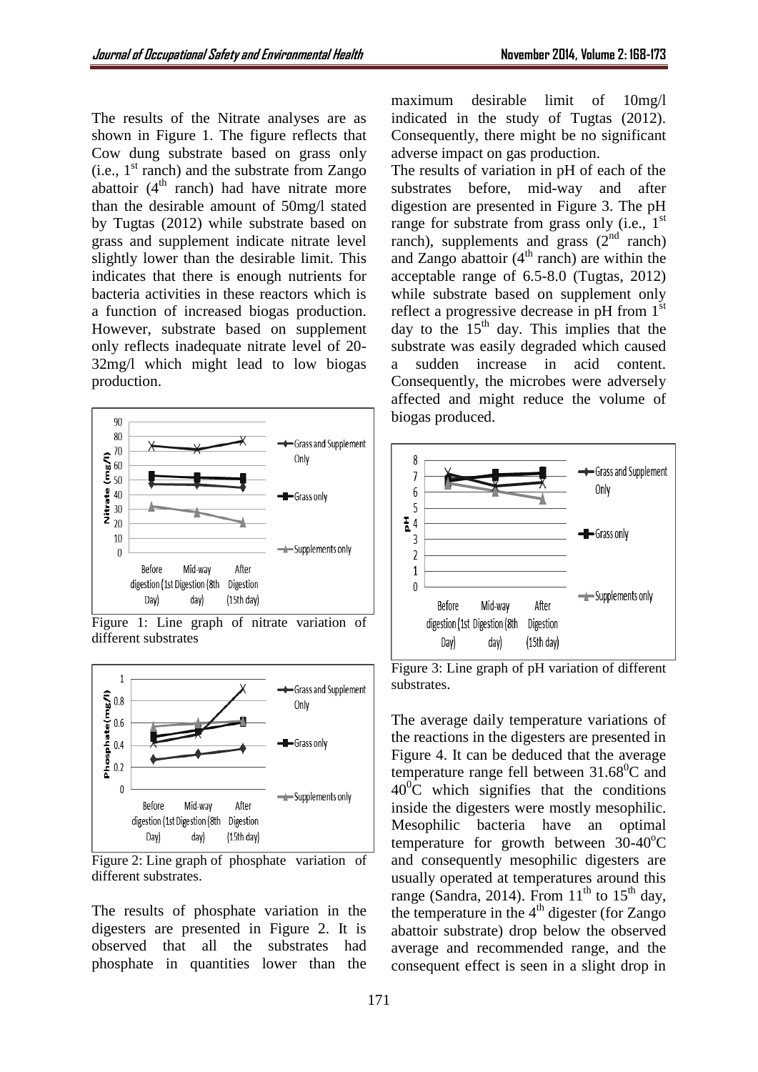The results of the Nitrate analyses are as shown in Figure 1. The figure reflects that Cow dung substrate based on grass only (i.e., 1st ranch) and the substrate from Zango abattoir (4th ranch) had have nitrate more than the desirable amount of 50mg/l stated by Tugtas (2012) while substrate based on grass and supplement indicate nitrate level slightly lower than the desirable limit. This indicates that there is enough nutrients for bacteria activities in these reactors which is a function of increased biogas production. However, substrate based on supplement only reflects inadequate nitrate level of 20-32mg/l which might lead to low biogas production.

Figure 1: Line graph of nitrate variation of different substrates

Figure 2: Line graph of phosphate variation of different substrates.

The results of phosphate variation in the digesters are presented in Figure 2. It is observed that all the substrates had phosphate in quantities lower than the maximum desirable limit of 10mg/l indicated in the study of Tugtas (2012). Consequently, there might be no significant adverse impact on gas production.

The results of variation in pH of each of the substrates before, mid-way and after digestion are presented in Figure 3. The pH range for substrate from grass only (i.e., 1st ranch), supplements and grass (2nd ranch) and Zango abattoir (4th ranch) are within the acceptable range of 6.5-8.0 (Tugtas, 2012) while substrate based on supplement only reflect a progressive decrease in pH from 1st day to the 15th day. This implies that the substrate was easily degraded which caused a sudden increase in acid content. Consequently, the microbes were adversely affected and might reduce the volume of biogas produced.

Figure 3: Line graph of pH variation of different substrates.

The average daily temperature variations of the reactions in the digesters are presented in Figure 4. It can be deduced that the average temperature range fell between 31.68$^0$C and 40$^0$C which signifies that the conditions inside the digesters were mostly mesophilic. Mesophilic bacteria have an optimal temperature for growth between 30-40$^o$C and consequently mesophilic digesters are usually operated at temperatures around this range (Sandra, 2014). From 11th to 15th day, the temperature in the 4th digester (for Zango abattoir substrate) drop below the observed average and recommended range, and the consequent effect is seen in a slight drop in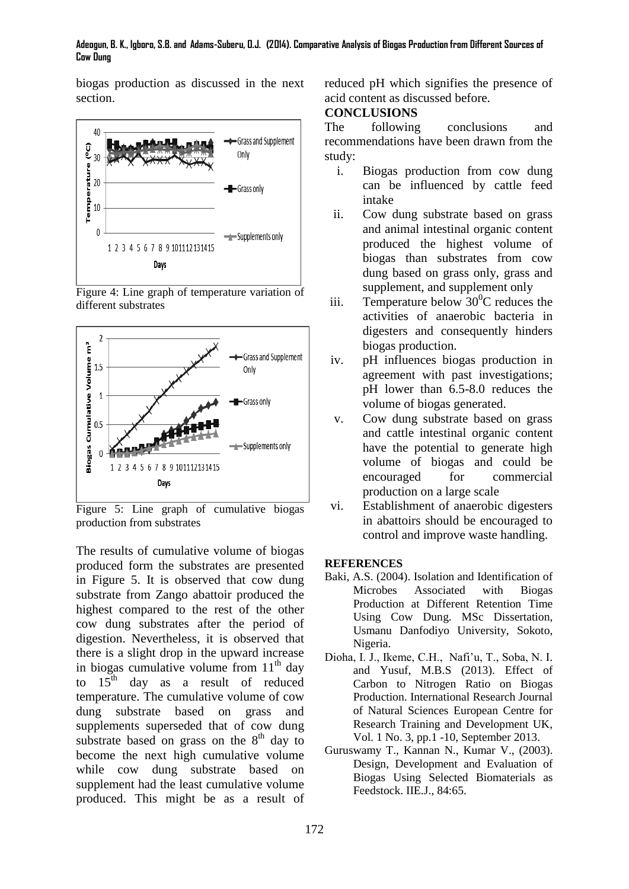biogas production as discussed in the next section.

Figure 4: Line graph of temperature variation of different substrates

Figure 5: Line graph of cumulative biogas production from substrates

The results of cumulative volume of biogas produced form the substrates are presented in Figure 5. It is observed that cow dung substrate from Zango abattoir produced the highest compared to the rest of the other cow dung substrates after the period of digestion. Nevertheless, it is observed that there is a slight drop in the upward increase in biogas cumulative volume from 11$^{th}$ day to 15$^{th}$ day as a result of reduced temperature. The cumulative volume of cow dung substrate based on grass and supplements superseded that of cow dung substrate based on grass on the 8$^{th}$ day to become the next high cumulative volume while cow dung substrate based on supplement had the least cumulative volume produced. This might be as a result of reduced pH which signifies the presence of acid content as discussed before.

## CONCLUSIONS

The following conclusions and recommendations have been drawn from the study:

i. Biogas production from cow dung can be influenced by cattle feed intake
ii. Cow dung substrate based on grass and animal intestinal organic content produced the highest volume of biogas than substrates from cow dung based on grass only, grass and supplement, and supplement only
iii. Temperature below $30^0$C reduces the activities of anaerobic bacteria in digesters and consequently hinders biogas production.
iv. pH influences biogas production in agreement with past investigations; pH lower than 6.5-8.0 reduces the volume of biogas generated.
v. Cow dung substrate based on grass and cattle intestinal organic content have the potential to generate high volume of biogas and could be encouraged for commercial production on a large scale
vi. Establishment of anaerobic digesters in abattoirs should be encouraged to control and improve waste handling.

## REFERENCES

Baki, A.S. (2004). Isolation and Identification of Microbes Associated with Biogas Production at Different Retention Time Using Cow Dung. MSc Dissertation, Usmanu Danfodiyo University, Sokoto, Nigeria.

Dioha, I. J., Ikeme, C.H., Nafi'u, T., Soba, N. I. and Yusuf, M.B.S (2013). Effect of Carbon to Nitrogen Ratio on Biogas Production. International Research Journal of Natural Sciences European Centre for Research Training and Development UK, Vol. 1 No. 3, pp.1 -10, September 2013.

Guruswamy T., Kannan N., Kumar V., (2003). Design, Development and Evaluation of Biogas Using Selected Biomaterials as Feedstock. IIE.J., 84:65.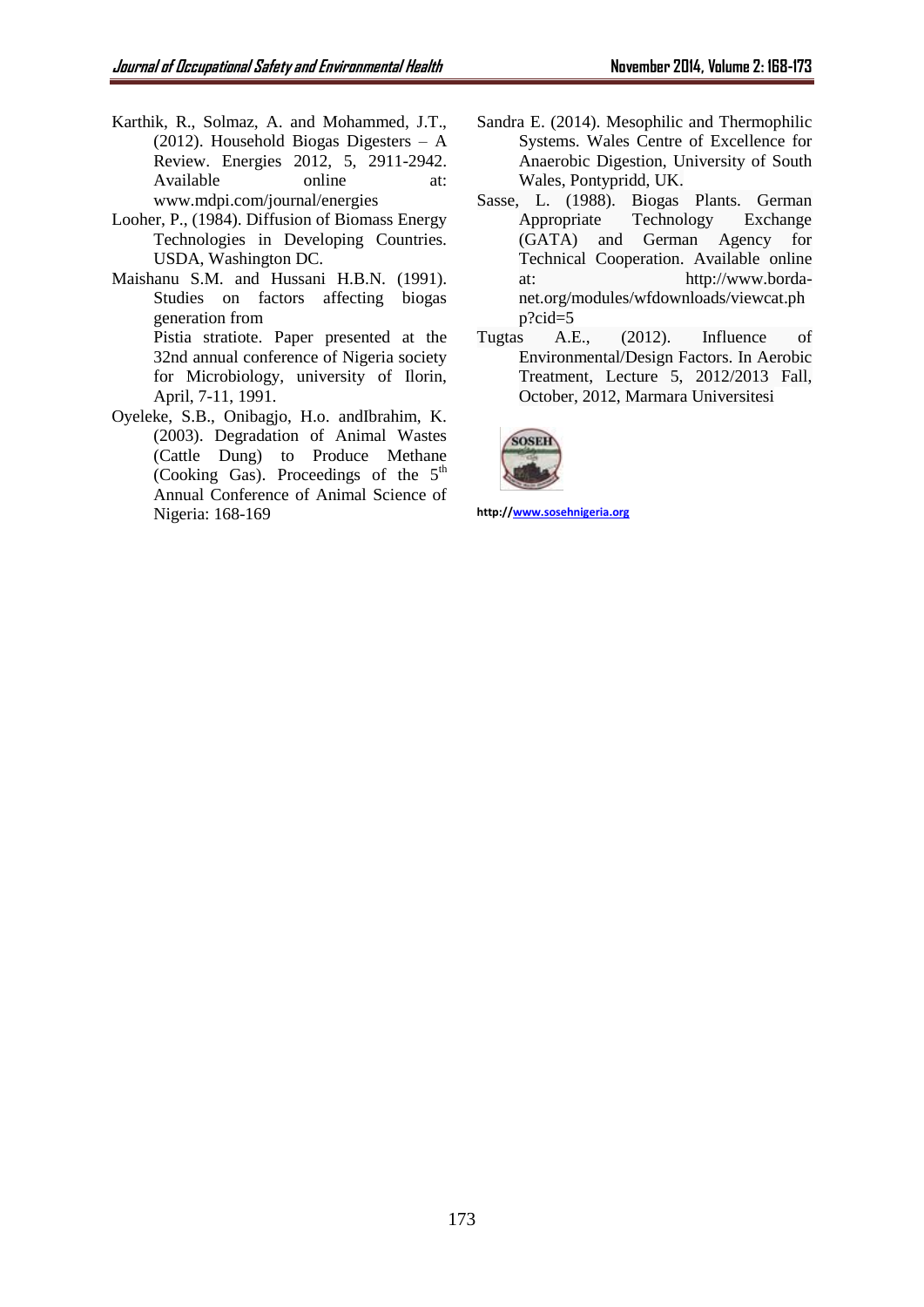Karthik, R., Solmaz, A. and Mohammed, J.T., (2012). Household Biogas Digesters – A Review. Energies 2012, 5, 2911-2942. Available online at: www.mdpi.com/journal/energies

Looher, P., (1984). Diffusion of Biomass Energy Technologies in Developing Countries. USDA, Washington DC.

Maishanu S.M. and Hussani H.B.N. (1991). Studies on factors affecting biogas generation from Pistia stratiote. Paper presented at the 32nd annual conference of Nigeria society for Microbiology, university of Ilorin, April, 7-11, 1991.

Oyeleke, S.B., Onibagjo, H.o. andIbrahim, K. (2003). Degradation of Animal Wastes (Cattle Dung) to Produce Methane (Cooking Gas). Proceedings of the 5th Annual Conference of Animal Science of Nigeria: 168-169

Sandra E. (2014). Mesophilic and Thermophilic Systems. Wales Centre of Excellence for Anaerobic Digestion, University of South Wales, Pontypridd, UK.

Sasse, L. (1988). Biogas Plants. German Appropriate Technology Exchange (GATA) and German Agency for Technical Cooperation. Available online at: http://www.borda-net.org/modules/wfdownloads/viewcat.php?cid=5

Tugtas A.E., (2012). Influence of Environmental/Design Factors. In Aerobic Treatment, Lecture 5, 2012/2013 Fall, October, 2012, Marmara Universitesi

http://www.sosehnigeria.org